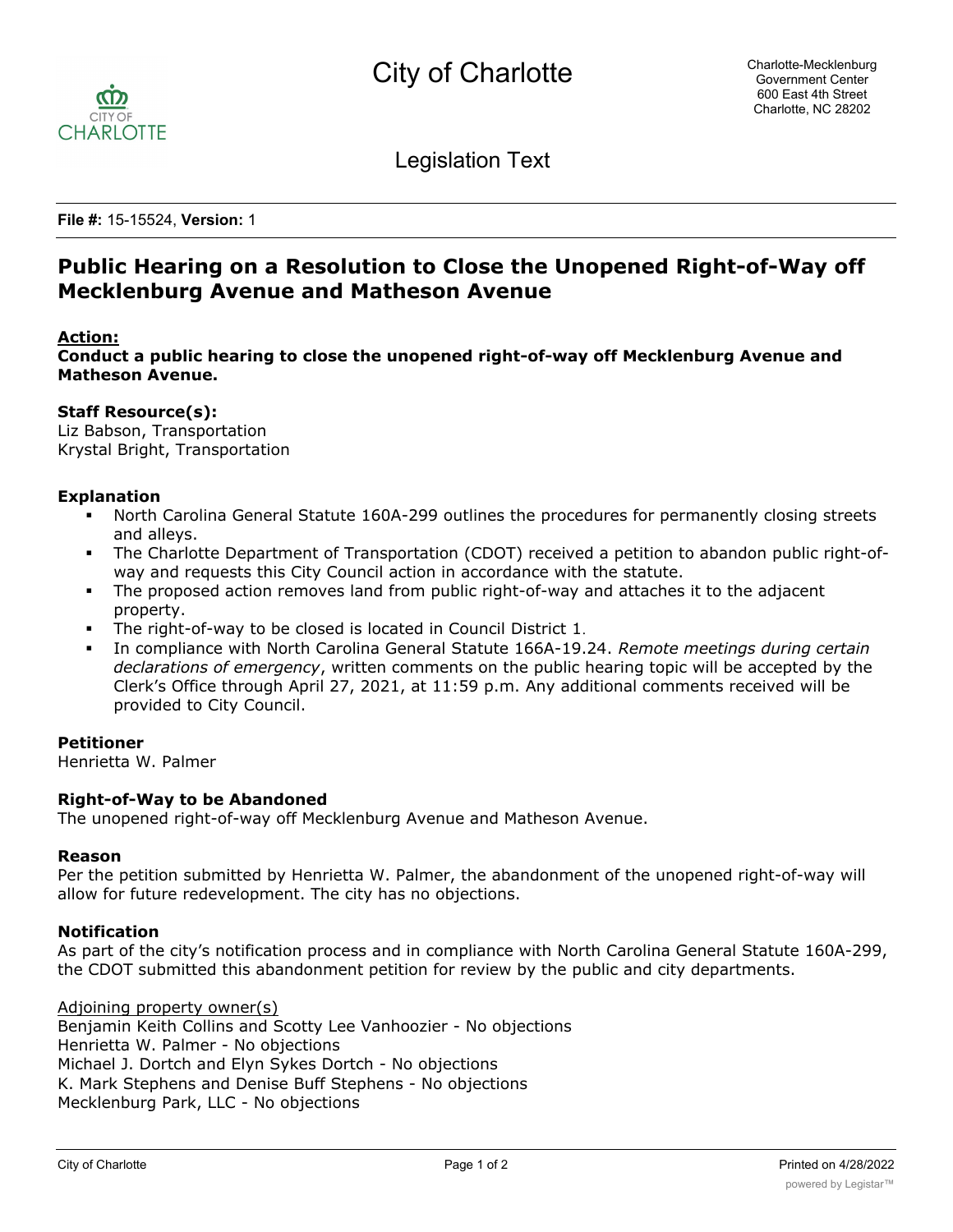City of Charlotte

Charlotte-Mecklenburg Government Center
600 East 4th Street
Charlotte, NC 28202

Legislation Text

**File #:** 15-15524, **Version:** 1

# Public Hearing on a Resolution to Close the Unopened Right-of-Way off Mecklenburg Avenue and Matheson Avenue

**Action:**
**Conduct a public hearing to close the unopened right-of-way off Mecklenburg Avenue and Matheson Avenue.**

**Staff Resource(s):**
Liz Babson, Transportation
Krystal Bright, Transportation

### Explanation

- North Carolina General Statute 160A-299 outlines the procedures for permanently closing streets and alleys.
- The Charlotte Department of Transportation (CDOT) received a petition to abandon public right-of-way and requests this City Council action in accordance with the statute.
- The proposed action removes land from public right-of-way and attaches it to the adjacent property.
- The right-of-way to be closed is located in Council District 1.
- In compliance with North Carolina General Statute 166A-19.24. *Remote meetings during certain declarations of emergency*, written comments on the public hearing topic will be accepted by the Clerk's Office through April 27, 2021, at 11:59 p.m. Any additional comments received will be provided to City Council.

### Petitioner

Henrietta W. Palmer

### Right-of-Way to be Abandoned

The unopened right-of-way off Mecklenburg Avenue and Matheson Avenue.

### Reason

Per the petition submitted by Henrietta W. Palmer, the abandonment of the unopened right-of-way will allow for future redevelopment. The city has no objections.

### Notification

As part of the city's notification process and in compliance with North Carolina General Statute 160A-299, the CDOT submitted this abandonment petition for review by the public and city departments.

Adjoining property owner(s)
Benjamin Keith Collins and Scotty Lee Vanhoozier - No objections
Henrietta W. Palmer - No objections
Michael J. Dortch and Elyn Sykes Dortch - No objections
K. Mark Stephens and Denise Buff Stephens - No objections
Mecklenburg Park, LLC - No objections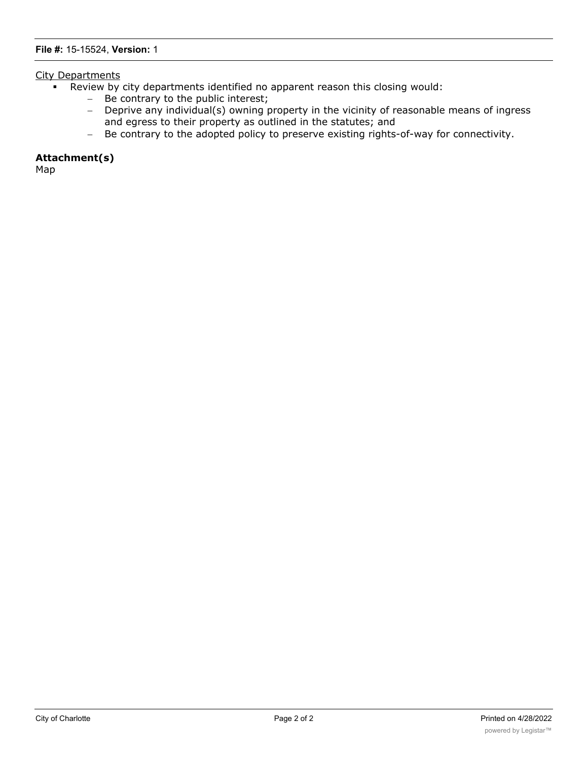City Departments

- Review by city departments identified no apparent reason this closing would:
  - Be contrary to the public interest;
  - Deprive any individual(s) owning property in the vicinity of reasonable means of ingress and egress to their property as outlined in the statutes; and
  - Be contrary to the adopted policy to preserve existing rights-of-way for connectivity.

**Attachment(s)**

Map